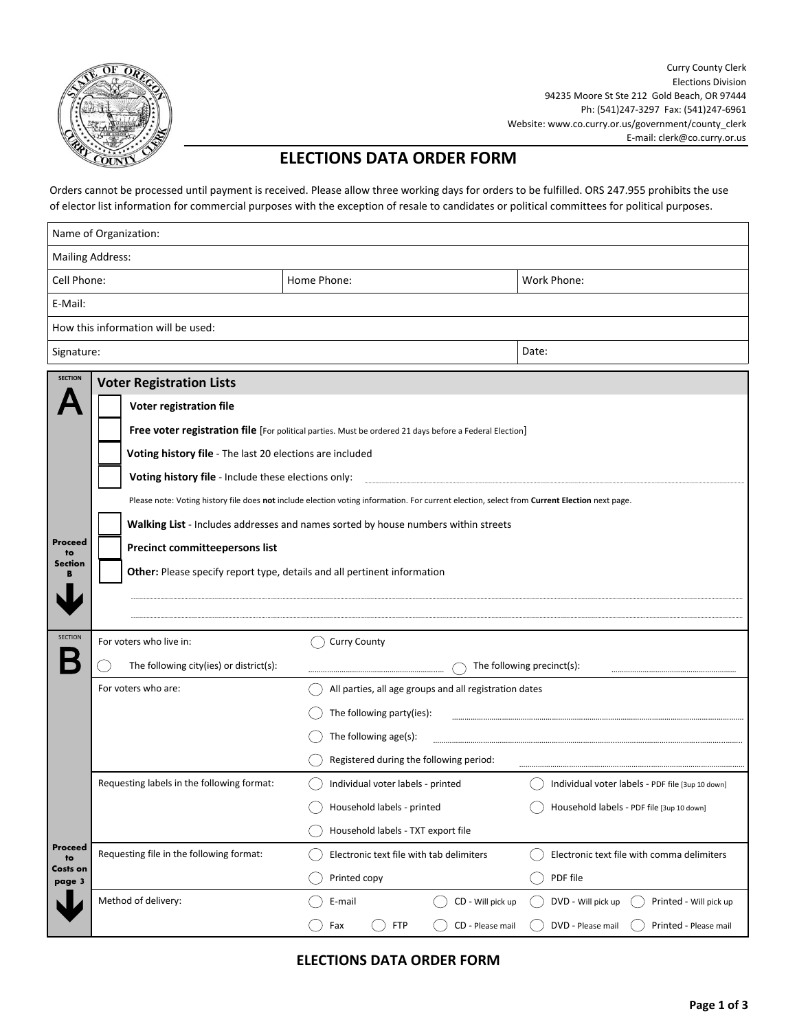Curry County Clerk
Elections Division
94235 Moore St Ste 212 Gold Beach, OR 97444
Ph: (541)247-3297 Fax: (541)247-6961
Website: www.co.curry.or.us/government/county_clerk
E-mail: clerk@co.curry.or.us

# ELECTIONS DATA ORDER FORM

Orders cannot be processed until payment is received. Please allow three working days for orders to be fulfilled. ORS 247.955 prohibits the use of elector list information for commercial purposes with the exception of resale to candidates or political committees for political purposes.

| Name of Organization: | | |
|---|---|---|
| Mailing Address: | | |
| Cell Phone: | Home Phone: | Work Phone: |
| E-Mail: | | |
| How this information will be used: | | |
| Signature: | | Date: |

## SECTION A — Voter Registration Lists

- ☐ **Voter registration file**
- ☐ **Free voter registration file** [For political parties. Must be ordered 21 days before a Federal Election]
- ☐ **Voting history file** - The last 20 elections are included
- ☐ **Voting history file** - Include these elections only: ______

Please note: Voting history file does **not** include election voting information. For current election, select from **Current Election** next page.

- ☐ **Walking List** - Includes addresses and names sorted by house numbers within streets
- ☐ **Precinct committeepersons list**
- ☐ **Other:** Please specify report type, details and all pertinent information

______

______

**Proceed to Section B**

## SECTION B

**For voters who live in:**
- ○ Curry County
- ○ The following city(ies) or district(s): ______
- ○ The following precinct(s): ______

**For voters who are:**
- ○ All parties, all age groups and all registration dates
- ○ The following party(ies): ______
- ○ The following age(s): ______
- ○ Registered during the following period: ______

**Requesting labels in the following format:**
- ○ Individual voter labels - printed
- ○ Individual voter labels - PDF file [3up 10 down]
- ○ Household labels - printed
- ○ Household labels - PDF file [3up 10 down]
- ○ Household labels - TXT export file

**Requesting file in the following format:**
- ○ Electronic text file with tab delimiters
- ○ Electronic text file with comma delimiters
- ○ Printed copy
- ○ PDF file

**Method of delivery:**
- ○ E-mail
- ○ CD - Will pick up
- ○ DVD - Will pick up
- ○ Printed - Will pick up
- ○ Fax
- ○ FTP
- ○ CD - Please mail
- ○ DVD - Please mail
- ○ Printed - Please mail

**Proceed to Costs on page 3**

ELECTIONS DATA ORDER FORM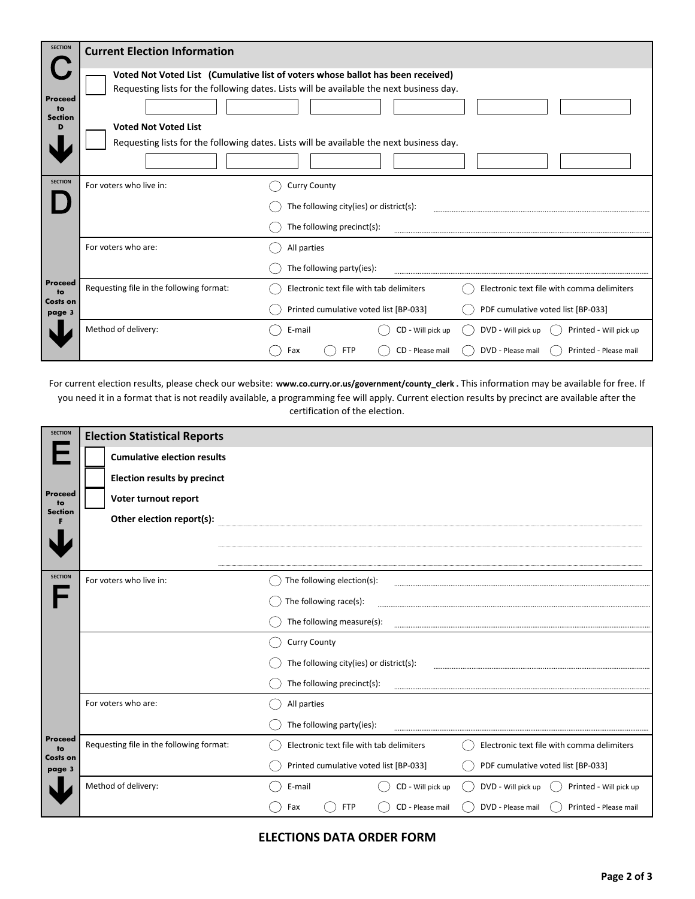## SECTION C — Current Election Information

*Proceed to Section D*

- [ ] **Voted Not Voted List (Cumulative list of voters whose ballot has been received)**
  Requesting lists for the following dates. Lists will be available the next business day.

| | | | | | |
|---|---|---|---|---|---|
| | | | | | |

- [ ] **Voted Not Voted List**
  Requesting lists for the following dates. Lists will be available the next business day.

| | | | | | |
|---|---|---|---|---|---|
| | | | | | |

## SECTION D

*Proceed to Costs on page 3*

| | | |
|---|---|---|
| For voters who live in: | ◯ Curry County | |
| | ◯ The following city(ies) or district(s): | |
| | ◯ The following precinct(s): | |
| For voters who are: | ◯ All parties | |
| | ◯ The following party(ies): | |
| Requesting file in the following format: | ◯ Electronic text file with tab delimiters | ◯ Electronic text file with comma delimiters |
| | ◯ Printed cumulative voted list [BP-033] | ◯ PDF cumulative voted list [BP-033] |
| Method of delivery: | ◯ E-mail ◯ CD - Will pick up | ◯ DVD - Will pick up ◯ Printed - Will pick up |
| | ◯ Fax ◯ FTP ◯ CD - Please mail | ◯ DVD - Please mail ◯ Printed - Please mail |

For current election results, please check our website: **www.co.curry.or.us/government/county_clerk .** This information may be available for free. If you need it in a format that is not readily available, a programming fee will apply. Current election results by precinct are available after the certification of the election.

## SECTION E — Election Statistical Reports

*Proceed to Section F*

- [ ] **Cumulative election results**
- [ ] **Election results by precinct**
- [ ] **Voter turnout report**

**Other election report(s):** ______________________________

## SECTION F

*Proceed to Costs on page 3*

| | | |
|---|---|---|
| For voters who live in: | ◯ The following election(s): | |
| | ◯ The following race(s): | |
| | ◯ The following measure(s): | |
| | ◯ Curry County | |
| | ◯ The following city(ies) or district(s): | |
| | ◯ The following precinct(s): | |
| For voters who are: | ◯ All parties | |
| | ◯ The following party(ies): | |
| Requesting file in the following format: | ◯ Electronic text file with tab delimiters | ◯ Electronic text file with comma delimiters |
| | ◯ Printed cumulative voted list [BP-033] | ◯ PDF cumulative voted list [BP-033] |
| Method of delivery: | ◯ E-mail ◯ CD - Will pick up | ◯ DVD - Will pick up ◯ Printed - Will pick up |
| | ◯ Fax ◯ FTP ◯ CD - Please mail | ◯ DVD - Please mail ◯ Printed - Please mail |

**ELECTIONS DATA ORDER FORM**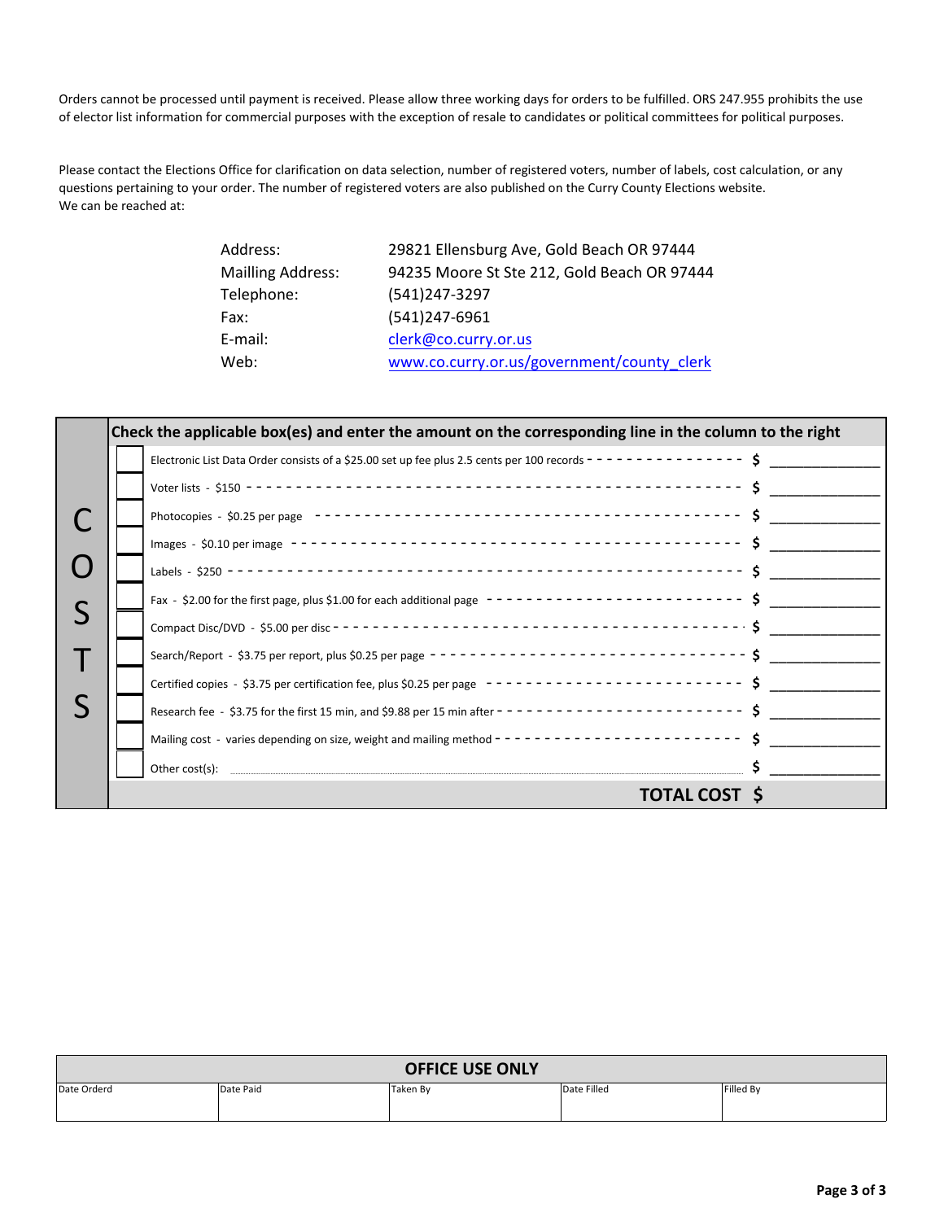Orders cannot be processed until payment is received. Please allow three working days for orders to be fulfilled. ORS 247.955 prohibits the use of elector list information for commercial purposes with the exception of resale to candidates or political committees for political purposes.

Please contact the Elections Office for clarification on data selection, number of registered voters, number of labels, cost calculation, or any questions pertaining to your order. The number of registered voters are also published on the Curry County Elections website.
We can be reached at:

| | |
|---|---|
| Address: | 29821 Ellensburg Ave, Gold Beach OR 97444 |
| Mailling Address: | 94235 Moore St Ste 212, Gold Beach OR 97444 |
| Telephone: | (541)247-3297 |
| Fax: | (541)247-6961 |
| E-mail: | clerk@co.curry.or.us |
| Web: | www.co.curry.or.us/government/county_clerk |

| COSTS | | Check the applicable box(es) and enter the amount on the corresponding line in the column to the right | |
|---|---|---|---|
| | ☐ | Electronic List Data Order consists of a $25.00 set up fee plus 2.5 cents per 100 records | $ ______________ |
| | ☐ | Voter lists - $150 | $ ______________ |
| | ☐ | Photocopies - $0.25 per page | $ ______________ |
| | ☐ | Images - $0.10 per image | $ ______________ |
| | ☐ | Labels - $250 | $ ______________ |
| | ☐ | Fax - $2.00 for the first page, plus $1.00 for each additional page | $ ______________ |
| | ☐ | Compact Disc/DVD - $5.00 per disc | $ ______________ |
| | ☐ | Search/Report - $3.75 per report, plus $0.25 per page | $ ______________ |
| | ☐ | Certified copies - $3.75 per certification fee, plus $0.25 per page | $ ______________ |
| | ☐ | Research fee - $3.75 for the first 15 min, and $9.88 per 15 min after | $ ______________ |
| | ☐ | Mailing cost - varies depending on size, weight and mailing method | $ ______________ |
| | ☐ | Other cost(s): ______________ | $ ______________ |
| | | **TOTAL COST** | **$** |

| OFFICE USE ONLY | | | | |
|---|---|---|---|---|
| Date Orderd | Date Paid | Taken By | Date Filled | Filled By |
| | | | | |